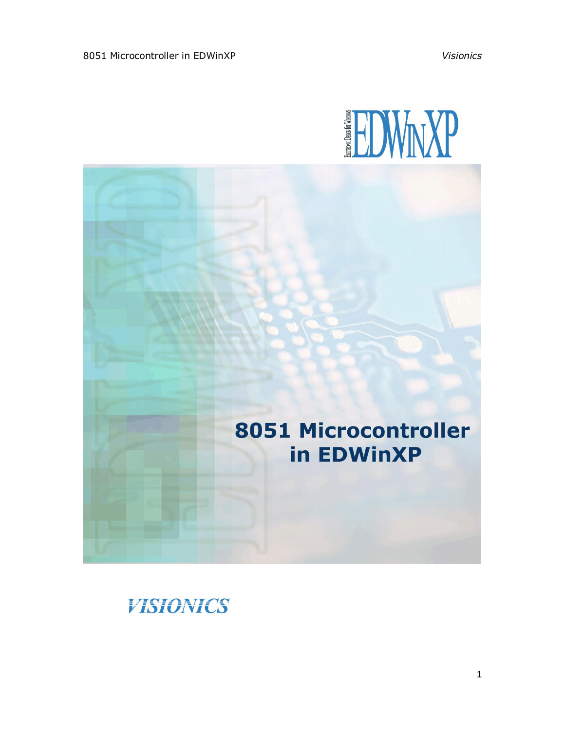EDWinXP

Electronic Design for Windows

# 8051 Microcontroller in EDWinXP

VISIONICS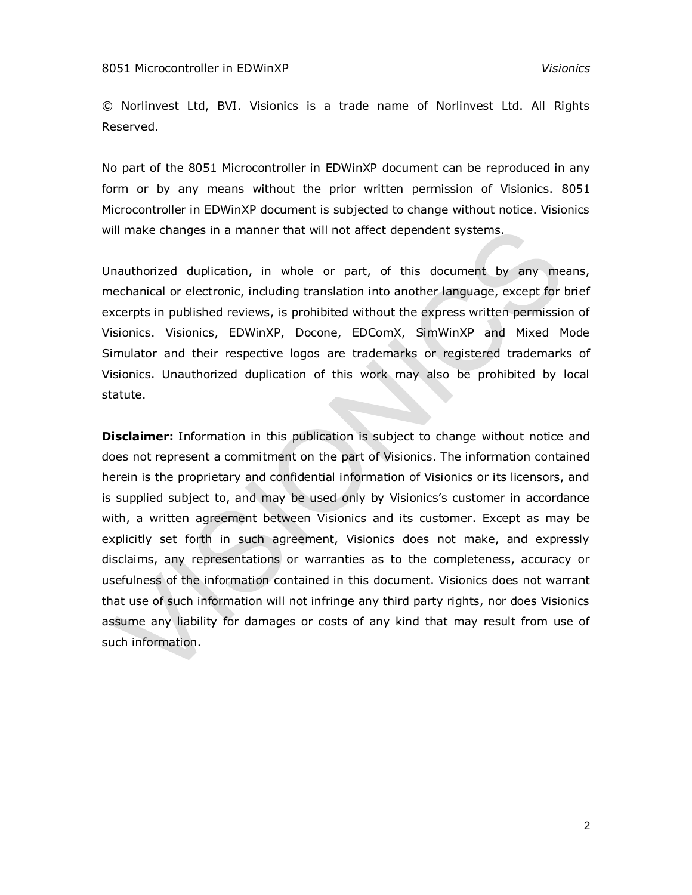© Norlinvest Ltd, BVI. Visionics is a trade name of Norlinvest Ltd. All Rights Reserved.

No part of the 8051 Microcontroller in EDWinXP document can be reproduced in any form or by any means without the prior written permission of Visionics. 8051 Microcontroller in EDWinXP document is subjected to change without notice. Visionics will make changes in a manner that will not affect dependent systems.

Unauthorized duplication, in whole or part, of this document by any means, mechanical or electronic, including translation into another language, except for brief excerpts in published reviews, is prohibited without the express written permission of Visionics. Visionics, EDWinXP, Docone, EDComX, SimWinXP and Mixed Mode Simulator and their respective logos are trademarks or registered trademarks of Visionics. Unauthorized duplication of this work may also be prohibited by local statute.

**Disclaimer:** Information in this publication is subject to change without notice and does not represent a commitment on the part of Visionics. The information contained herein is the proprietary and confidential information of Visionics or its licensors, and is supplied subject to, and may be used only by Visionics's customer in accordance with, a written agreement between Visionics and its customer. Except as may be explicitly set forth in such agreement, Visionics does not make, and expressly disclaims, any representations or warranties as to the completeness, accuracy or usefulness of the information contained in this document. Visionics does not warrant that use of such information will not infringe any third party rights, nor does Visionics assume any liability for damages or costs of any kind that may result from use of such information.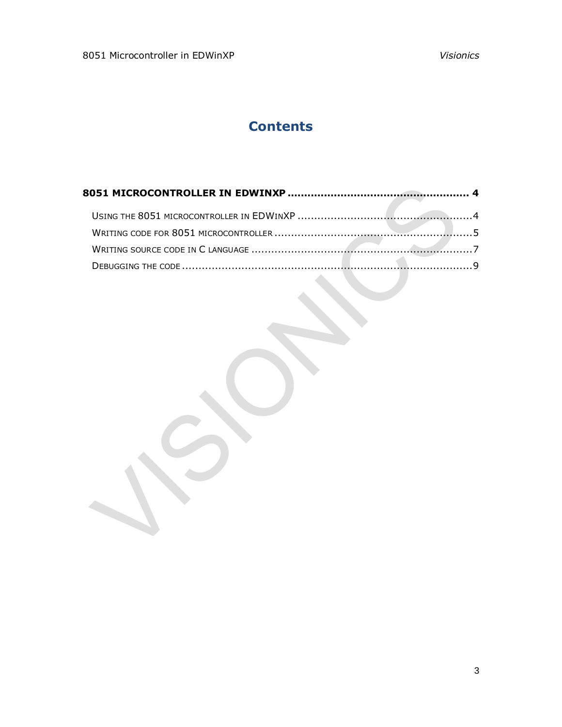# Contents

**8051 MICROCONTROLLER IN EDWINXP .................................................... 4**

USING THE 8051 MICROCONTROLLER IN EDWINXP .................................................... 4

WRITING CODE FOR 8051 MICROCONTROLLER .................................................... 5

WRITING SOURCE CODE IN C LANGUAGE .................................................... 7

DEBUGGING THE CODE .................................................... 9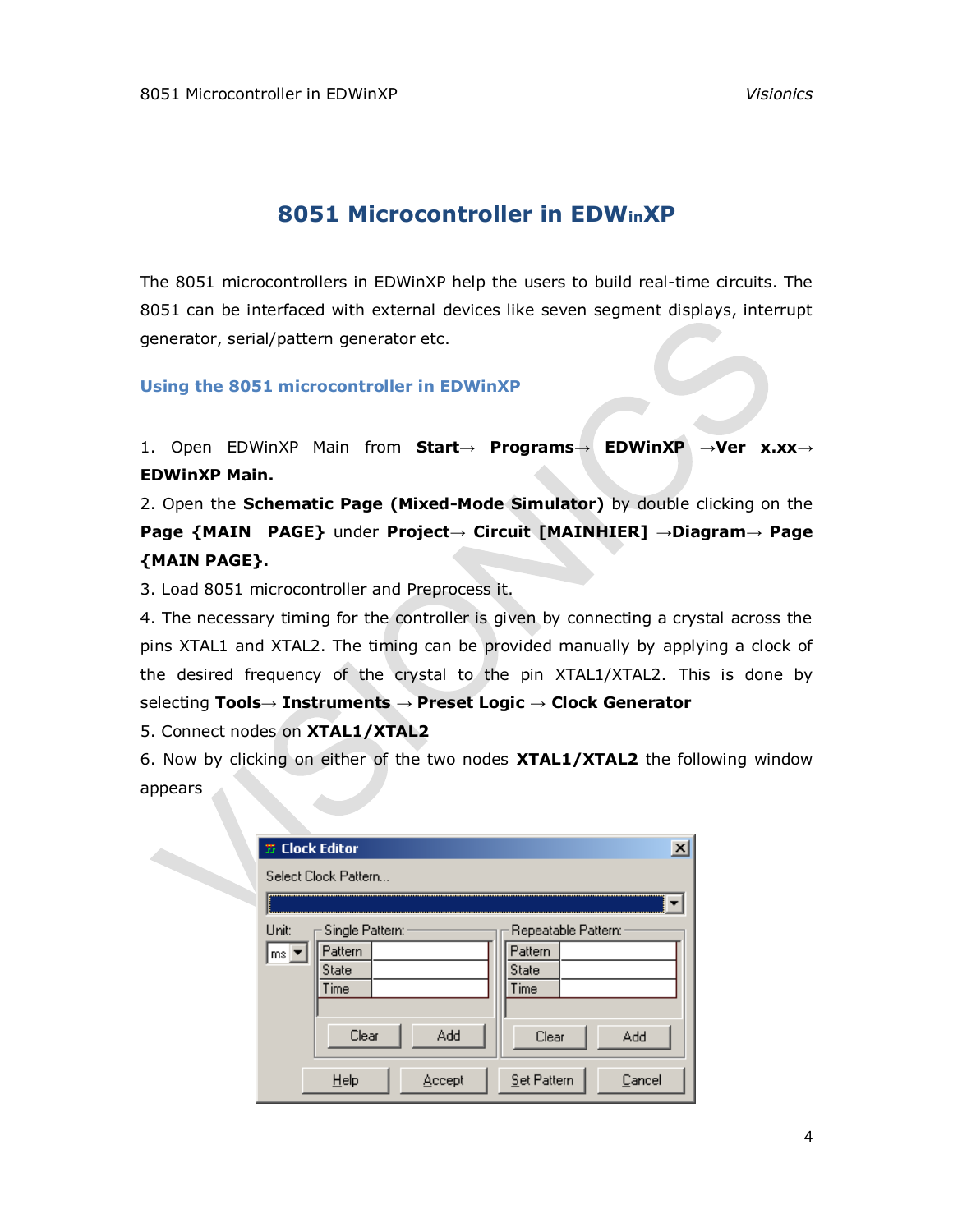# 8051 Microcontroller in EDWinXP

The 8051 microcontrollers in EDWinXP help the users to build real-time circuits. The 8051 can be interfaced with external devices like seven segment displays, interrupt generator, serial/pattern generator etc.

## Using the 8051 microcontroller in EDWinXP

1. Open EDWinXP Main from **Start→ Programs→ EDWinXP →Ver x.xx→ EDWinXP Main.**
2. Open the **Schematic Page (Mixed-Mode Simulator)** by double clicking on the **Page {MAIN PAGE}** under **Project→ Circuit [MAINHIER] →Diagram→ Page {MAIN PAGE}.**
3. Load 8051 microcontroller and Preprocess it.
4. The necessary timing for the controller is given by connecting a crystal across the pins XTAL1 and XTAL2. The timing can be provided manually by applying a clock of the desired frequency of the crystal to the pin XTAL1/XTAL2. This is done by selecting **Tools→ Instruments → Preset Logic → Clock Generator**
5. Connect nodes on **XTAL1/XTAL2**
6. Now by clicking on either of the two nodes **XTAL1/XTAL2** the following window appears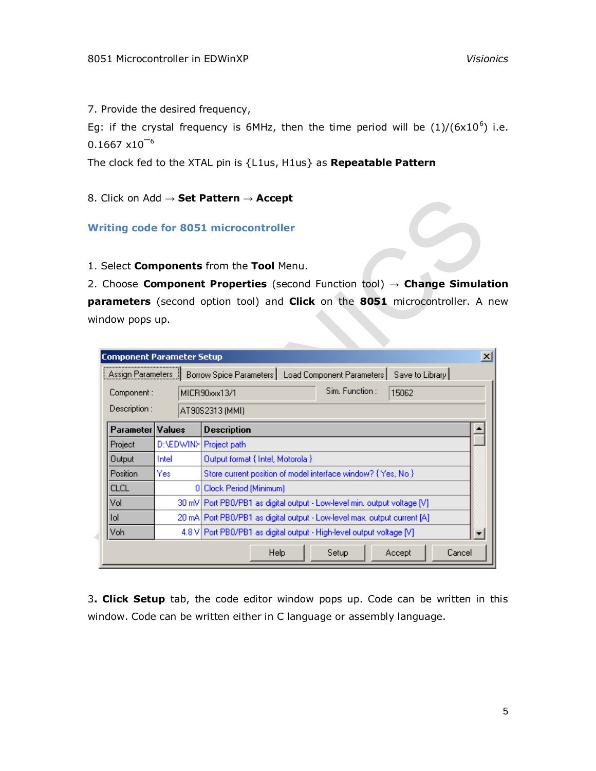7. Provide the desired frequency,

Eg: if the crystal frequency is 6MHz, then the time period will be $(1)/(6x10^6)$ i.e. $0.1667\ x10^{-6}$

The clock fed to the XTAL pin is {L1us, H1us} as **Repeatable Pattern**

8. Click on Add → **Set Pattern** → **Accept**

## Writing code for 8051 microcontroller

1. Select **Components** from the **Tool** Menu.
2. Choose **Component Properties** (second Function tool) → **Change Simulation parameters** (second option tool) and **Click** on the **8051** microcontroller. A new window pops up.

**Component Parameter Setup**

Assign Parameters | Borrow Spice Parameters | Load Component Parameters | Save to Library

Component : MICR90xxx13/1 Sim. Function : 15062

Description : AT90S2313 (MMI)

| Parameter | Values | Description |
|---|---|---|
| Project | D:\EDWIN> | Project path |
| Output | Intel | Output format { Intel, Motorola } |
| Position | Yes | Store current position of model interface window? { Yes, No } |
| CLCL | 0 | Clock Period (Minimum) |
| Vol | 30 mV | Port PB0/PB1 as digital output - Low-level min. output voltage [V] |
| Iol | 20 mA | Port PB0/PB1 as digital output - Low-level max. output current [A] |
| Voh | 4.8 V | Port PB0/PB1 as digital output - High-level output voltage [V] |

Help | Setup | Accept | Cancel

3**. Click Setup** tab, the code editor window pops up. Code can be written in this window. Code can be written either in C language or assembly language.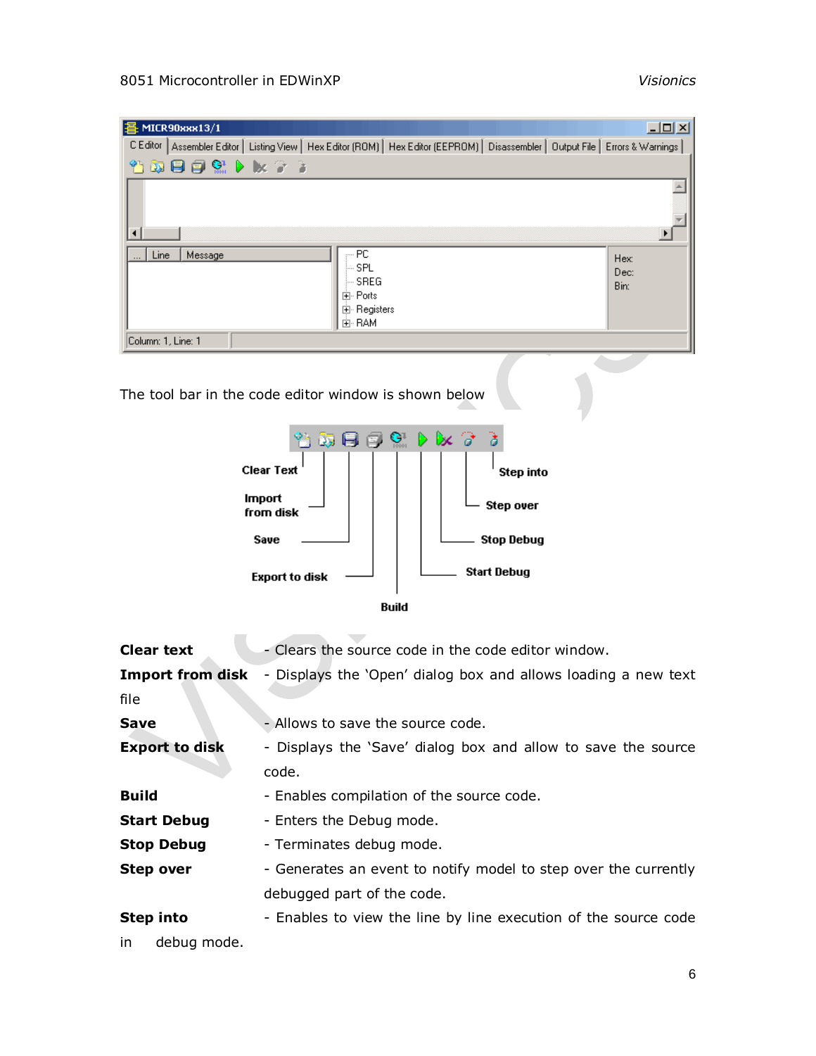The tool bar in the code editor window is shown below

**Clear text** - Clears the source code in the code editor window.

**Import from disk** - Displays the 'Open' dialog box and allows loading a new text file

**Save** - Allows to save the source code.

**Export to disk** - Displays the 'Save' dialog box and allow to save the source code.

**Build** - Enables compilation of the source code.

**Start Debug** - Enters the Debug mode.

**Stop Debug** - Terminates debug mode.

**Step over** - Generates an event to notify model to step over the currently debugged part of the code.

**Step into** - Enables to view the line by line execution of the source code in debug mode.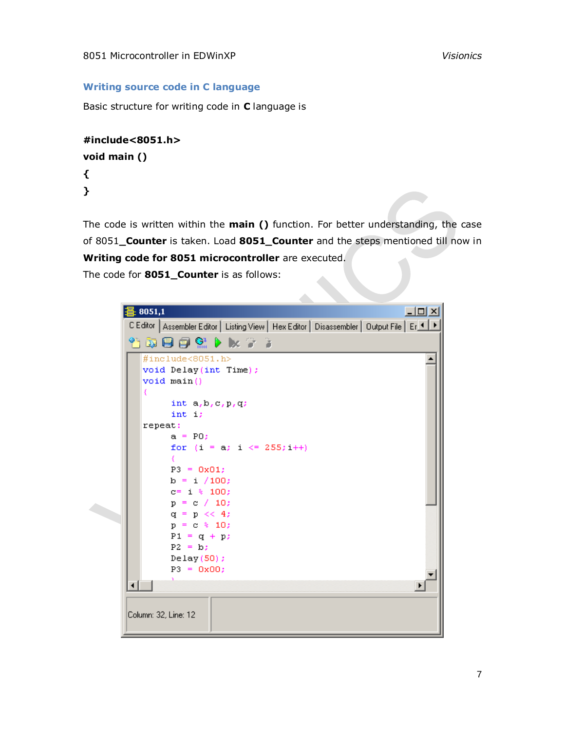## Writing source code in C language

Basic structure for writing code in **C** language is

```
#include<8051.h>
void main ()
{
}
```

The code is written within the **main ()** function. For better understanding, the case of 8051**_Counter** is taken. Load **8051_Counter** and the steps mentioned till now in **Writing code for 8051 microcontroller** are executed.

The code for **8051_Counter** is as follows:

```
#include<8051.h>
void Delay(int Time);
void main()
{
      int a,b,c,p,q;
      int i;
repeat:
      a = P0;
      for (i = a; i <= 255;i++)
      {
      P3 = 0x01;
      b = i /100;
      c= i % 100;
      p = c / 10;
      q = p << 4;
      p = c % 10;
      P1 = q + p;
      P2 = b;
      Delay(50);
      P3 = 0x00;
```

Column: 32, Line: 12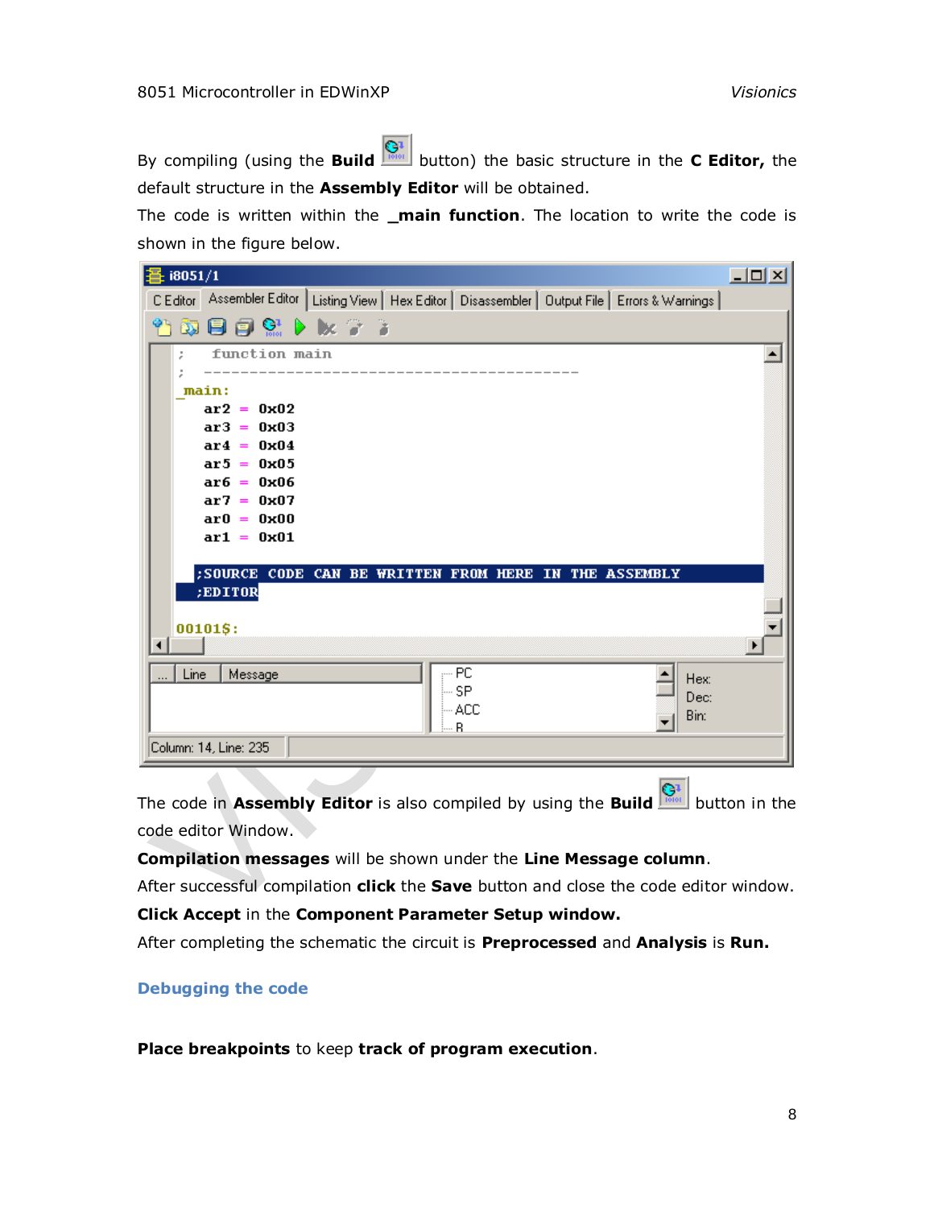By compiling (using the **Build** button) the basic structure in the **C Editor,** the default structure in the **Assembly Editor** will be obtained.

The code is written within the **_main function**. The location to write the code is shown in the figure below.

The code in **Assembly Editor** is also compiled by using the **Build** button in the code editor Window.

**Compilation messages** will be shown under the **Line Message column**.

After successful compilation **click** the **Save** button and close the code editor window.

**Click Accept** in the **Component Parameter Setup window.**

After completing the schematic the circuit is **Preprocessed** and **Analysis** is **Run.**

## Debugging the code

**Place breakpoints** to keep **track of program execution**.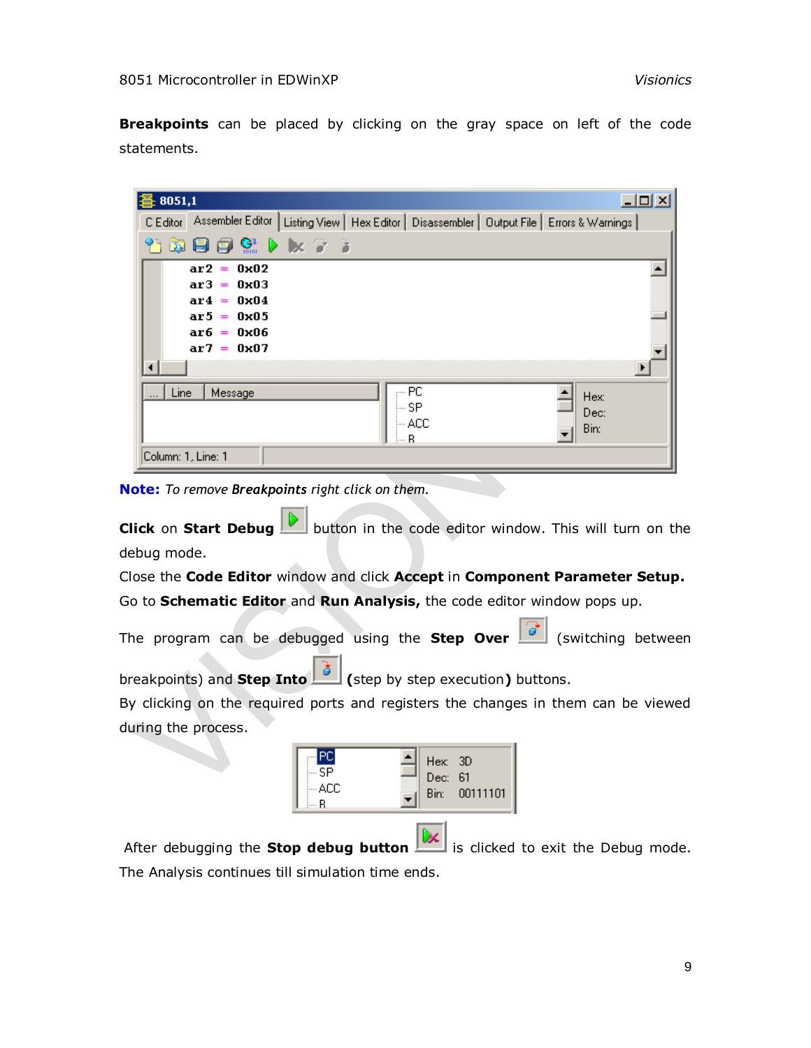**Breakpoints** can be placed by clicking on the gray space on left of the code statements.

**Note:** *To remove **Breakpoints** right click on them.*

**Click** on **Start Debug** button in the code editor window. This will turn on the debug mode.

Close the **Code Editor** window and click **Accept** in **Component Parameter Setup.**

Go to **Schematic Editor** and **Run Analysis,** the code editor window pops up.

The program can be debugged using the **Step Over** (switching between breakpoints) and **Step Into** **(**step by step execution**)** buttons.

By clicking on the required ports and registers the changes in them can be viewed during the process.

After debugging the **Stop debug button** is clicked to exit the Debug mode. The Analysis continues till simulation time ends.